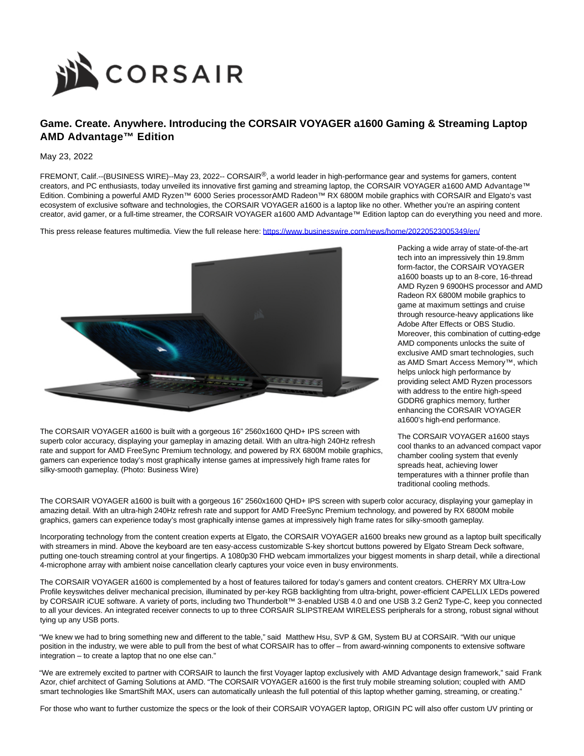# Game. Create. Anywhere. Introducing the CORSAIR VOYAGER a1600 Gaming & Streaming Laptop AMD Advantage™ Edition

May 23, 2022

FREMONT, Calif.--(BUSINESS WIRE)--May 23, 2022-- CORSAIR®, a world leader in high-performance gear and systems for gamers, content creators, and PC enthusiasts, today unveiled its innovative first gaming and streaming laptop, the CORSAIR VOYAGER a1600 AMD Advantage™ Edition. Combining a powerful AMD Ryzen™ 6000 Series processorAMD Radeon™ RX 6800M mobile graphics with CORSAIR and Elgato's vast ecosystem of exclusive software and technologies, the CORSAIR VOYAGER a1600 is a laptop like no other. Whether you're an aspiring content creator, avid gamer, or a full-time streamer, the CORSAIR VOYAGER a1600 AMD Advantage™ Edition laptop can do everything you need and more.

This press release features multimedia. View the full release here: https://www.businesswire.com/news/home/20220523005349/en/

The CORSAIR VOYAGER a1600 is built with a gorgeous 16" 2560x1600 QHD+ IPS screen with superb color accuracy, displaying your gameplay in amazing detail. With an ultra-high 240Hz refresh rate and support for AMD FreeSync Premium technology, and powered by RX 6800M mobile graphics, gamers can experience today's most graphically intense games at impressively high frame rates for silky-smooth gameplay. (Photo: Business Wire)

Packing a wide array of state-of-the-art tech into an impressively thin 19.8mm form-factor, the CORSAIR VOYAGER a1600 boasts up to an 8-core, 16-thread AMD Ryzen 9 6900HS processor and AMD Radeon RX 6800M mobile graphics to game at maximum settings and cruise through resource-heavy applications like Adobe After Effects or OBS Studio. Moreover, this combination of cutting-edge AMD components unlocks the suite of exclusive AMD smart technologies, such as AMD Smart Access Memory™, which helps unlock high performance by providing select AMD Ryzen processors with address to the entire high-speed GDDR6 graphics memory, further enhancing the CORSAIR VOYAGER a1600's high-end performance.

The CORSAIR VOYAGER a1600 stays cool thanks to an advanced compact vapor chamber cooling system that evenly spreads heat, achieving lower temperatures with a thinner profile than traditional cooling methods.

The CORSAIR VOYAGER a1600 is built with a gorgeous 16" 2560x1600 QHD+ IPS screen with superb color accuracy, displaying your gameplay in amazing detail. With an ultra-high 240Hz refresh rate and support for AMD FreeSync Premium technology, and powered by RX 6800M mobile graphics, gamers can experience today's most graphically intense games at impressively high frame rates for silky-smooth gameplay.

Incorporating technology from the content creation experts at Elgato, the CORSAIR VOYAGER a1600 breaks new ground as a laptop built specifically with streamers in mind. Above the keyboard are ten easy-access customizable S-key shortcut buttons powered by Elgato Stream Deck software, putting one-touch streaming control at your fingertips. A 1080p30 FHD webcam immortalizes your biggest moments in sharp detail, while a directional 4-microphone array with ambient noise cancellation clearly captures your voice even in busy environments.

The CORSAIR VOYAGER a1600 is complemented by a host of features tailored for today's gamers and content creators. CHERRY MX Ultra-Low Profile keyswitches deliver mechanical precision, illuminated by per-key RGB backlighting from ultra-bright, power-efficient CAPELLIX LEDs powered by CORSAIR iCUE software. A variety of ports, including two Thunderbolt™ 3-enabled USB 4.0 and one USB 3.2 Gen2 Type-C, keep you connected to all your devices. An integrated receiver connects to up to three CORSAIR SLIPSTREAM WIRELESS peripherals for a strong, robust signal without tying up any USB ports.

"We knew we had to bring something new and different to the table," said Matthew Hsu, SVP & GM, System BU at CORSAIR. "With our unique position in the industry, we were able to pull from the best of what CORSAIR has to offer – from award-winning components to extensive software integration – to create a laptop that no one else can."

"We are extremely excited to partner with CORSAIR to launch the first Voyager laptop exclusively with AMD Advantage design framework," said Frank Azor, chief architect of Gaming Solutions at AMD. "The CORSAIR VOYAGER a1600 is the first truly mobile streaming solution; coupled with AMD smart technologies like SmartShift MAX, users can automatically unleash the full potential of this laptop whether gaming, streaming, or creating."

For those who want to further customize the specs or the look of their CORSAIR VOYAGER laptop, ORIGIN PC will also offer custom UV printing or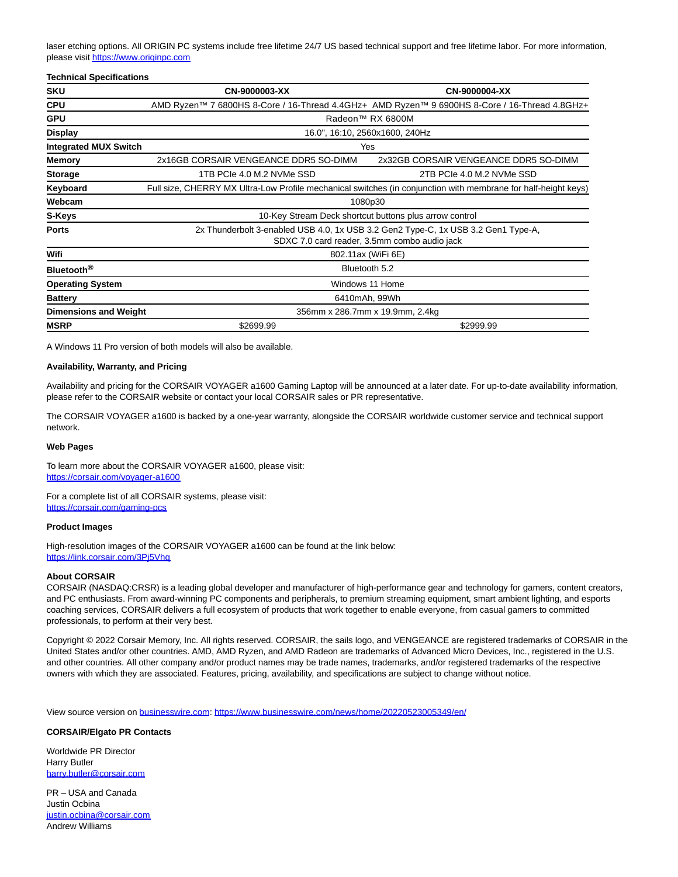laser etching options. All ORIGIN PC systems include free lifetime 24/7 US based technical support and free lifetime labor. For more information, please visit https://www.originpc.com

**Technical Specifications**

| SKU | CN-9000003-XX | CN-9000004-XX |
|---|---|---|
| CPU | AMD Ryzen™ 7 6800HS 8-Core / 16-Thread 4.4GHz+ | AMD Ryzen™ 9 6900HS 8-Core / 16-Thread 4.8GHz+ |
| GPU | Radeon™ RX 6800M | |
| Display | 16.0", 16:10, 2560x1600, 240Hz | |
| Integrated MUX Switch | Yes | |
| Memory | 2x16GB CORSAIR VENGEANCE DDR5 SO-DIMM | 2x32GB CORSAIR VENGEANCE DDR5 SO-DIMM |
| Storage | 1TB PCIe 4.0 M.2 NVMe SSD | 2TB PCIe 4.0 M.2 NVMe SSD |
| Keyboard | Full size, CHERRY MX Ultra-Low Profile mechanical switches (in conjunction with membrane for half-height keys) | |
| Webcam | 1080p30 | |
| S-Keys | 10-Key Stream Deck shortcut buttons plus arrow control | |
| Ports | 2x Thunderbolt 3-enabled USB 4.0, 1x USB 3.2 Gen2 Type-C, 1x USB 3.2 Gen1 Type-A, SDXC 7.0 card reader, 3.5mm combo audio jack | |
| Wifi | 802.11ax (WiFi 6E) | |
| Bluetooth® | Bluetooth 5.2 | |
| Operating System | Windows 11 Home | |
| Battery | 6410mAh, 99Wh | |
| Dimensions and Weight | 356mm x 286.7mm x 19.9mm, 2.4kg | |
| MSRP | $2699.99 | $2999.99 |

A Windows 11 Pro version of both models will also be available.

**Availability, Warranty, and Pricing**

Availability and pricing for the CORSAIR VOYAGER a1600 Gaming Laptop will be announced at a later date. For up-to-date availability information, please refer to the CORSAIR website or contact your local CORSAIR sales or PR representative.

The CORSAIR VOYAGER a1600 is backed by a one-year warranty, alongside the CORSAIR worldwide customer service and technical support network.

**Web Pages**

To learn more about the CORSAIR VOYAGER a1600, please visit:
https://corsair.com/voyager-a1600

For a complete list of all CORSAIR systems, please visit:
https://corsair.com/gaming-pcs

**Product Images**

High-resolution images of the CORSAIR VOYAGER a1600 can be found at the link below:
https://link.corsair.com/3Pj5Vhq

**About CORSAIR**

CORSAIR (NASDAQ:CRSR) is a leading global developer and manufacturer of high-performance gear and technology for gamers, content creators, and PC enthusiasts. From award-winning PC components and peripherals, to premium streaming equipment, smart ambient lighting, and esports coaching services, CORSAIR delivers a full ecosystem of products that work together to enable everyone, from casual gamers to committed professionals, to perform at their very best.

Copyright © 2022 Corsair Memory, Inc. All rights reserved. CORSAIR, the sails logo, and VENGEANCE are registered trademarks of CORSAIR in the United States and/or other countries. AMD, AMD Ryzen, and AMD Radeon are trademarks of Advanced Micro Devices, Inc., registered in the U.S. and other countries. All other company and/or product names may be trade names, trademarks, and/or registered trademarks of the respective owners with which they are associated. Features, pricing, availability, and specifications are subject to change without notice.

View source version on businesswire.com: https://www.businesswire.com/news/home/20220523005349/en/

**CORSAIR/Elgato PR Contacts**

Worldwide PR Director
Harry Butler
harry.butler@corsair.com

PR – USA and Canada
Justin Ocbina
justin.ocbina@corsair.com
Andrew Williams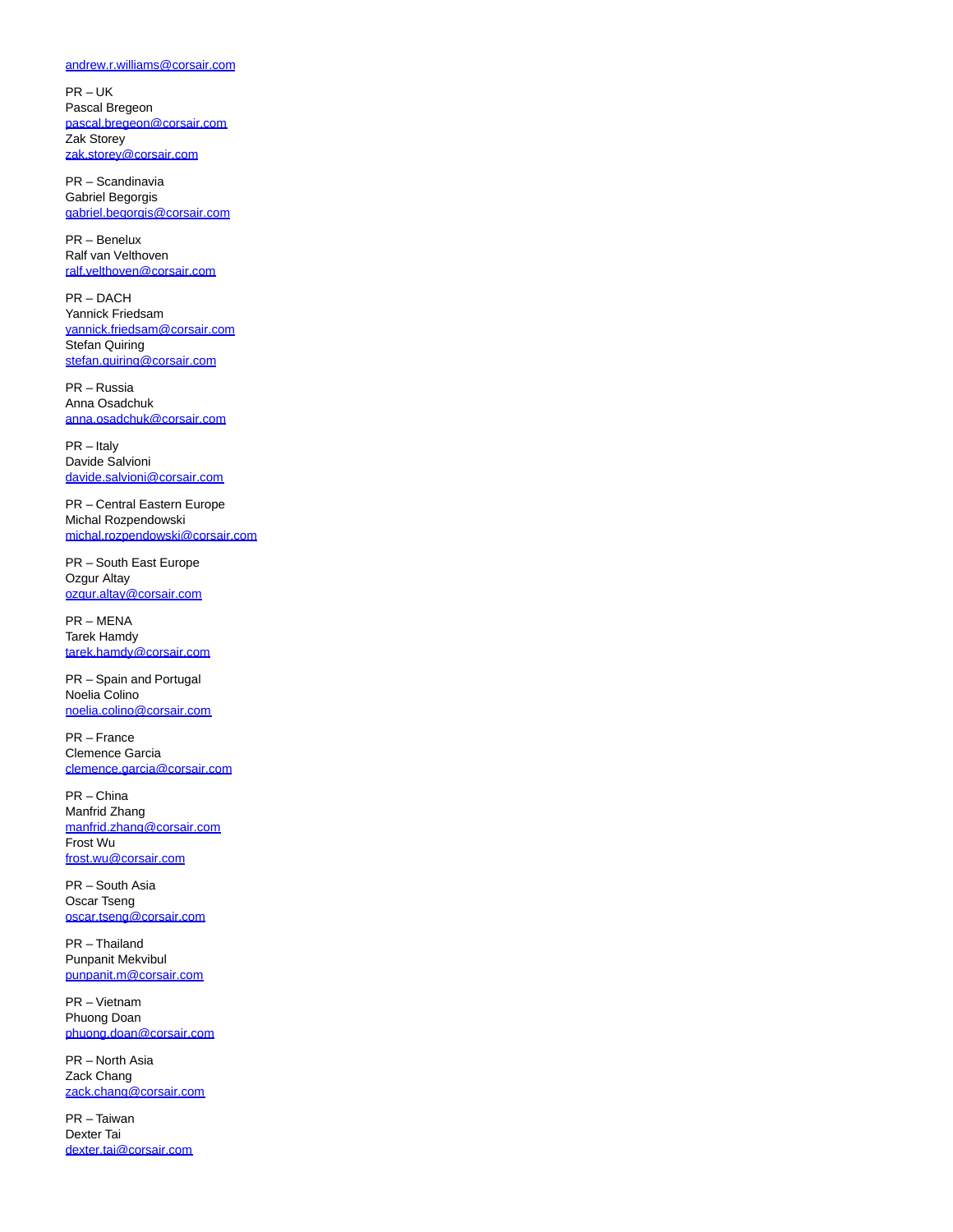andrew.r.williams@corsair.com

PR – UK
Pascal Bregeon
pascal.bregeon@corsair.com
Zak Storey
zak.storey@corsair.com

PR – Scandinavia
Gabriel Begorgis
gabriel.begorgis@corsair.com

PR – Benelux
Ralf van Velthoven
ralf.velthoven@corsair.com

PR – DACH
Yannick Friedsam
yannick.friedsam@corsair.com
Stefan Quiring
stefan.quiring@corsair.com

PR – Russia
Anna Osadchuk
anna.osadchuk@corsair.com

PR – Italy
Davide Salvioni
davide.salvioni@corsair.com

PR – Central Eastern Europe
Michal Rozpendowski
michal.rozpendowski@corsair.com

PR – South East Europe
Ozgur Altay
ozgur.altay@corsair.com

PR – MENA
Tarek Hamdy
tarek.hamdy@corsair.com

PR – Spain and Portugal
Noelia Colino
noelia.colino@corsair.com

PR – France
Clemence Garcia
clemence.garcia@corsair.com

PR – China
Manfrid Zhang
manfrid.zhang@corsair.com
Frost Wu
frost.wu@corsair.com

PR – South Asia
Oscar Tseng
oscar.tseng@corsair.com

PR – Thailand
Punpanit Mekvibul
punpanit.m@corsair.com

PR – Vietnam
Phuong Doan
phuong.doan@corsair.com

PR – North Asia
Zack Chang
zack.chang@corsair.com

PR – Taiwan
Dexter Tai
dexter.tai@corsair.com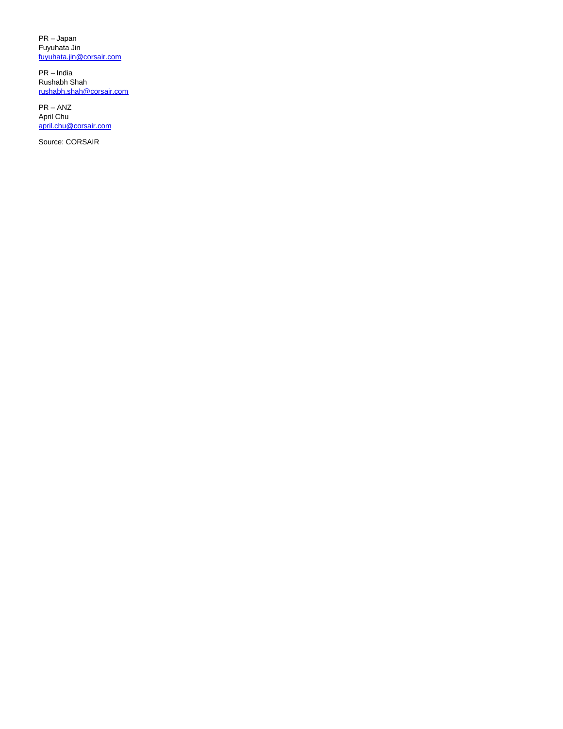PR – Japan
Fuyuhata Jin
fuyuhata.jin@corsair.com

PR – India
Rushabh Shah
rushabh.shah@corsair.com

PR – ANZ
April Chu
april.chu@corsair.com

Source: CORSAIR